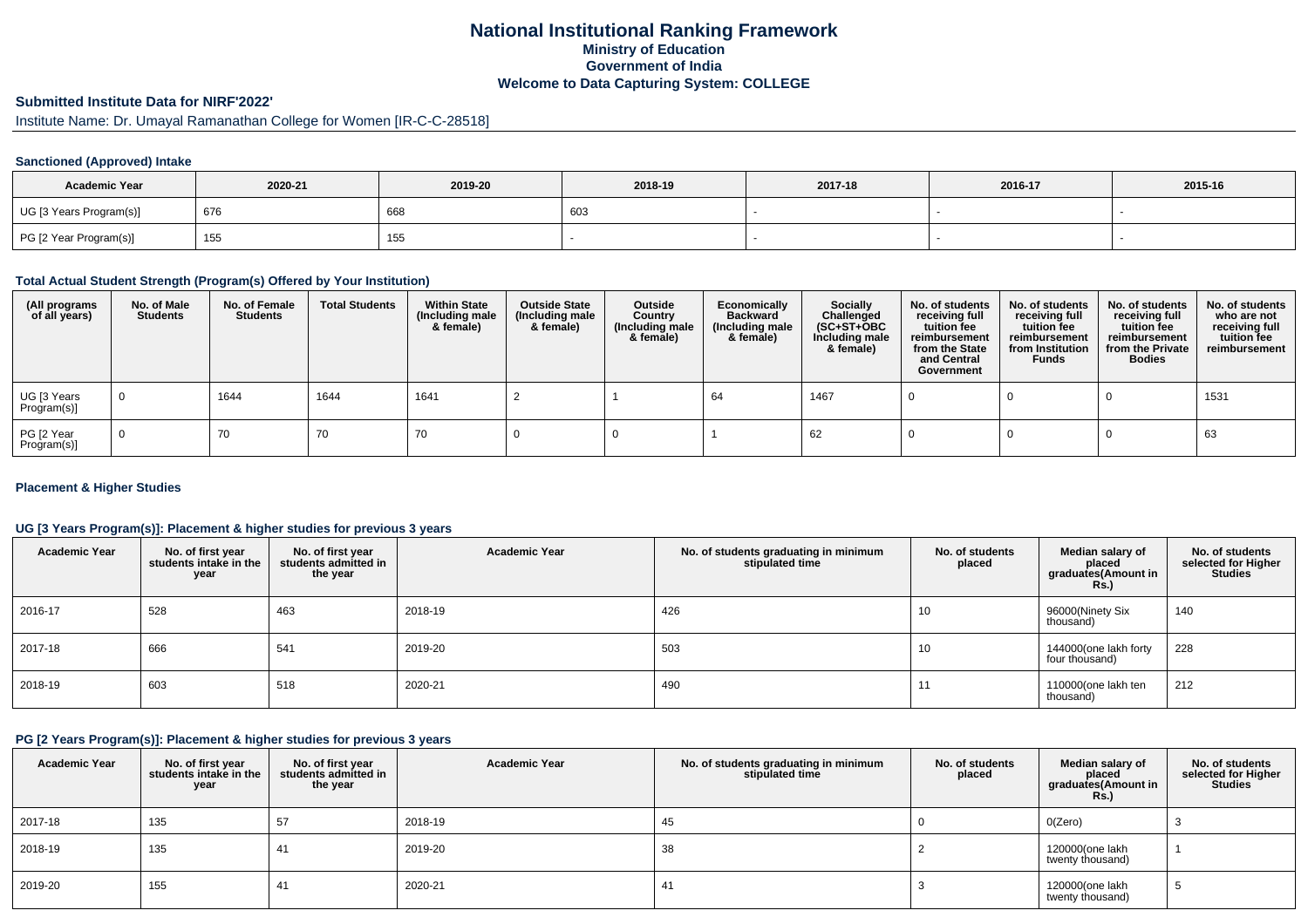# National Institutional Ranking Framework

## Ministry of Education

## Government of India

## Welcome to Data Capturing System: COLLEGE

### Submitted Institute Data for NIRF'2022'

Institute Name: Dr. Umayal Ramanathan College for Women [IR-C-C-28518]

### Sanctioned (Approved) Intake

| Academic Year | 2020-21 | 2019-20 | 2018-19 | 2017-18 | 2016-17 | 2015-16 |
|---|---|---|---|---|---|---|
| UG [3 Years Program(s)] | 676 | 668 | 603 | - | - | - |
| PG [2 Year Program(s)] | 155 | 155 | - | - | - | - |

### Total Actual Student Strength (Program(s) Offered by Your Institution)

| (All programs of all years) | No. of Male Students | No. of Female Students | Total Students | Within State (Including male & female) | Outside State (Including male & female) | Outside Country (Including male & female) | Economically Backward (Including male & female) | Socially Challenged (SC+ST+OBC Including male & female) | No. of students receiving full tuition fee reimbursement from the State and Central Government | No. of students receiving full tuition fee reimbursement from Institution Funds | No. of students receiving full tuition fee reimbursement from the Private Bodies | No. of students who are not receiving full tuition fee reimbursement |
|---|---|---|---|---|---|---|---|---|---|---|---|---|
| UG [3 Years Program(s)] | 0 | 1644 | 1644 | 1641 | 2 | 1 | 64 | 1467 | 0 | 0 | 0 | 1531 |
| PG [2 Year Program(s)] | 0 | 70 | 70 | 70 | 0 | 0 | 1 | 62 | 0 | 0 | 0 | 63 |

### Placement & Higher Studies

### UG [3 Years Program(s)]: Placement & higher studies for previous 3 years

| Academic Year | No. of first year students intake in the year | No. of first year students admitted in the year | Academic Year | No. of students graduating in minimum stipulated time | No. of students placed | Median salary of placed graduates(Amount in Rs.) | No. of students selected for Higher Studies |
|---|---|---|---|---|---|---|---|
| 2016-17 | 528 | 463 | 2018-19 | 426 | 10 | 96000(Ninety Six thousand) | 140 |
| 2017-18 | 666 | 541 | 2019-20 | 503 | 10 | 144000(one lakh forty four thousand) | 228 |
| 2018-19 | 603 | 518 | 2020-21 | 490 | 11 | 110000(one lakh ten thousand) | 212 |

### PG [2 Years Program(s)]: Placement & higher studies for previous 3 years

| Academic Year | No. of first year students intake in the year | No. of first year students admitted in the year | Academic Year | No. of students graduating in minimum stipulated time | No. of students placed | Median salary of placed graduates(Amount in Rs.) | No. of students selected for Higher Studies |
|---|---|---|---|---|---|---|---|
| 2017-18 | 135 | 57 | 2018-19 | 45 | 0 | 0(Zero) | 3 |
| 2018-19 | 135 | 41 | 2019-20 | 38 | 2 | 120000(one lakh twenty thousand) | 1 |
| 2019-20 | 155 | 41 | 2020-21 | 41 | 3 | 120000(one lakh twenty thousand) | 5 |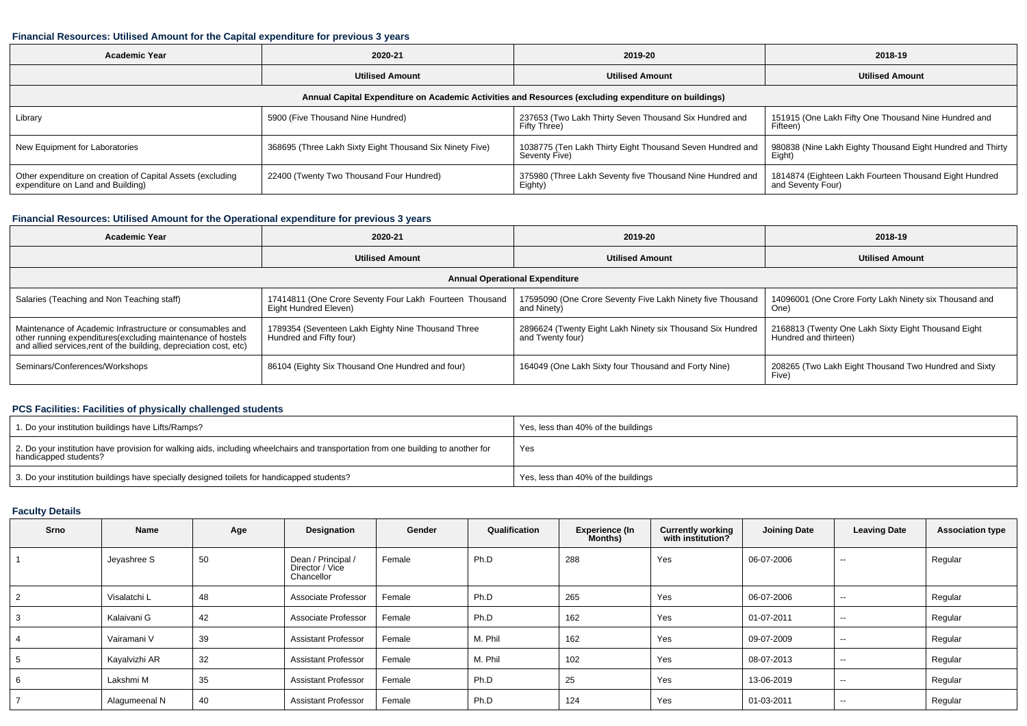### Financial Resources: Utilised Amount for the Capital expenditure for previous 3 years

| Academic Year | 2020-21 | 2019-20 | 2018-19 |
|---|---|---|---|
| | Utilised Amount | Utilised Amount | Utilised Amount |
| Annual Capital Expenditure on Academic Activities and Resources (excluding expenditure on buildings) | | | |
| Library | 5900 (Five Thousand Nine Hundred) | 237653 (Two Lakh Thirty Seven Thousand Six Hundred and Fifty Three) | 151915 (One Lakh Fifty One Thousand Nine Hundred and Fifteen) |
| New Equipment for Laboratories | 368695 (Three Lakh Sixty Eight Thousand Six Hundred Ninety Five) | 1038775 (Ten Lakh Thirty Eight Thousand Seven Hundred and Seventy Five) | 980838 (Nine Lakh Eighty Thousand Eight Hundred and Thirty Eight) |
| Other expenditure on creation of Capital Assets (excluding expenditure on Land and Building) | 22400 (Twenty Two Thousand Four Hundred) | 375980 (Three Lakh Seventy five Thousand Nine Hundred and Eighty) | 1814874 (Eighteen Lakh Fourteen Thousand Eight Hundred and Seventy Four) |

### Financial Resources: Utilised Amount for the Operational expenditure for previous 3 years

| Academic Year | 2020-21 | 2019-20 | 2018-19 |
|---|---|---|---|
| | Utilised Amount | Utilised Amount | Utilised Amount |
| Annual Operational Expenditure | | | |
| Salaries (Teaching and Non Teaching staff) | 17414811 (One Crore Seventy Four Lakh Fourteen Thousand Eight Hundred Eleven) | 17595090 (One Crore Seventy Five Lakh Ninety five Thousand and Ninety) | 14096001 (One Crore Forty Lakh Ninety six Thousand and One) |
| Maintenance of Academic Infrastructure or consumables and other running expenditures(excluding maintenance of hostels and allied services,rent of the building, depreciation cost, etc) | 1789354 (Seventeen Lakh Eighty Nine Thousand Three Hundred and Fifty four) | 2896624 (Twenty Eight Lakh Ninety six Thousand Six Hundred and Twenty four) | 2168813 (Twenty One Lakh Sixty Eight Thousand Eight Hundred and thirteen) |
| Seminars/Conferences/Workshops | 86104 (Eighty Six Thousand One Hundred and four) | 164049 (One Lakh Sixty four Thousand and Forty Nine) | 208265 (Two Lakh Eight Thousand Two Hundred and Sixty Five) |

### PCS Facilities: Facilities of physically challenged students

| | |
|---|---|
| 1. Do your institution buildings have Lifts/Ramps? | Yes, less than 40% of the buildings |
| 2. Do your institution have provision for walking aids, including wheelchairs and transportation from one building to another for handicapped students? | Yes |
| 3. Do your institution buildings have specially designed toilets for handicapped students? | Yes, less than 40% of the buildings |

### Faculty Details

| Srno | Name | Age | Designation | Gender | Qualification | Experience (In Months) | Currently working with institution? | Joining Date | Leaving Date | Association type |
|---|---|---|---|---|---|---|---|---|---|---|
| 1 | Jeyashree S | 50 | Dean / Principal / Director / Vice Chancellor | Female | Ph.D | 288 | Yes | 06-07-2006 | -- | Regular |
| 2 | Visalatchi L | 48 | Associate Professor | Female | Ph.D | 265 | Yes | 06-07-2006 | -- | Regular |
| 3 | Kalaivani G | 42 | Associate Professor | Female | Ph.D | 162 | Yes | 01-07-2011 | -- | Regular |
| 4 | Vairamani V | 39 | Assistant Professor | Female | M. Phil | 162 | Yes | 09-07-2009 | -- | Regular |
| 5 | Kayalvizhi AR | 32 | Assistant Professor | Female | M. Phil | 102 | Yes | 08-07-2013 | -- | Regular |
| 6 | Lakshmi M | 35 | Assistant Professor | Female | Ph.D | 25 | Yes | 13-06-2019 | -- | Regular |
| 7 | Alagumeenal N | 40 | Assistant Professor | Female | Ph.D | 124 | Yes | 01-03-2011 | -- | Regular |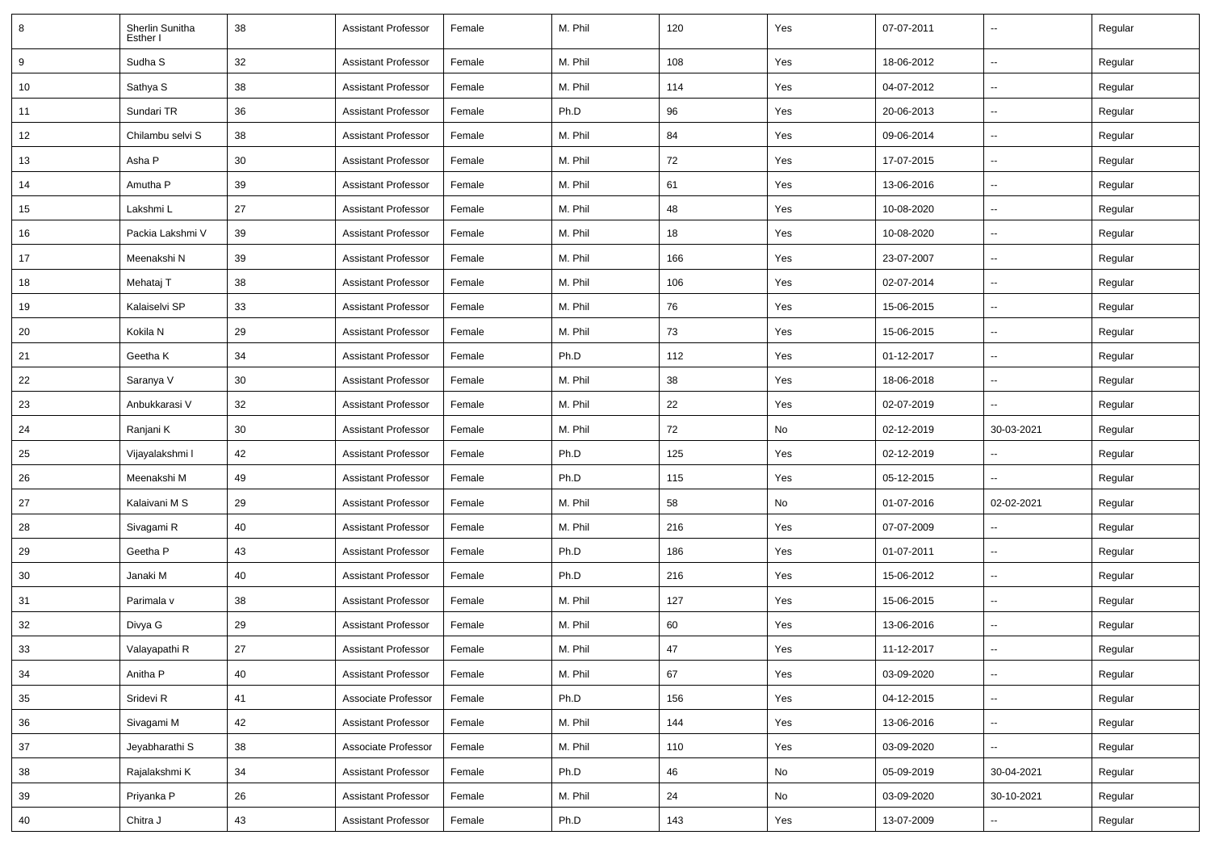| 8 | Sherlin Sunitha Esther I | 38 | Assistant Professor | Female | M. Phil | 120 | Yes | 07-07-2011 | -- | Regular |
|---|---|---|---|---|---|---|---|---|---|---|
| 9 | Sudha S | 32 | Assistant Professor | Female | M. Phil | 108 | Yes | 18-06-2012 | -- | Regular |
| 10 | Sathya S | 38 | Assistant Professor | Female | M. Phil | 114 | Yes | 04-07-2012 | -- | Regular |
| 11 | Sundari TR | 36 | Assistant Professor | Female | Ph.D | 96 | Yes | 20-06-2013 | -- | Regular |
| 12 | Chilambu selvi S | 38 | Assistant Professor | Female | M. Phil | 84 | Yes | 09-06-2014 | -- | Regular |
| 13 | Asha P | 30 | Assistant Professor | Female | M. Phil | 72 | Yes | 17-07-2015 | -- | Regular |
| 14 | Amutha P | 39 | Assistant Professor | Female | M. Phil | 61 | Yes | 13-06-2016 | -- | Regular |
| 15 | Lakshmi L | 27 | Assistant Professor | Female | M. Phil | 48 | Yes | 10-08-2020 | -- | Regular |
| 16 | Packia Lakshmi V | 39 | Assistant Professor | Female | M. Phil | 18 | Yes | 10-08-2020 | -- | Regular |
| 17 | Meenakshi N | 39 | Assistant Professor | Female | M. Phil | 166 | Yes | 23-07-2007 | -- | Regular |
| 18 | Mehataj T | 38 | Assistant Professor | Female | M. Phil | 106 | Yes | 02-07-2014 | -- | Regular |
| 19 | Kalaiselvi SP | 33 | Assistant Professor | Female | M. Phil | 76 | Yes | 15-06-2015 | -- | Regular |
| 20 | Kokila N | 29 | Assistant Professor | Female | M. Phil | 73 | Yes | 15-06-2015 | -- | Regular |
| 21 | Geetha K | 34 | Assistant Professor | Female | Ph.D | 112 | Yes | 01-12-2017 | -- | Regular |
| 22 | Saranya V | 30 | Assistant Professor | Female | M. Phil | 38 | Yes | 18-06-2018 | -- | Regular |
| 23 | Anbukkarasi V | 32 | Assistant Professor | Female | M. Phil | 22 | Yes | 02-07-2019 | -- | Regular |
| 24 | Ranjani K | 30 | Assistant Professor | Female | M. Phil | 72 | No | 02-12-2019 | 30-03-2021 | Regular |
| 25 | Vijayalakshmi I | 42 | Assistant Professor | Female | Ph.D | 125 | Yes | 02-12-2019 | -- | Regular |
| 26 | Meenakshi M | 49 | Assistant Professor | Female | Ph.D | 115 | Yes | 05-12-2015 | -- | Regular |
| 27 | Kalaivani M S | 29 | Assistant Professor | Female | M. Phil | 58 | No | 01-07-2016 | 02-02-2021 | Regular |
| 28 | Sivagami R | 40 | Assistant Professor | Female | M. Phil | 216 | Yes | 07-07-2009 | -- | Regular |
| 29 | Geetha P | 43 | Assistant Professor | Female | Ph.D | 186 | Yes | 01-07-2011 | -- | Regular |
| 30 | Janaki M | 40 | Assistant Professor | Female | Ph.D | 216 | Yes | 15-06-2012 | -- | Regular |
| 31 | Parimala v | 38 | Assistant Professor | Female | M. Phil | 127 | Yes | 15-06-2015 | -- | Regular |
| 32 | Divya G | 29 | Assistant Professor | Female | M. Phil | 60 | Yes | 13-06-2016 | -- | Regular |
| 33 | Valayapathi R | 27 | Assistant Professor | Female | M. Phil | 47 | Yes | 11-12-2017 | -- | Regular |
| 34 | Anitha P | 40 | Assistant Professor | Female | M. Phil | 67 | Yes | 03-09-2020 | -- | Regular |
| 35 | Sridevi R | 41 | Associate Professor | Female | Ph.D | 156 | Yes | 04-12-2015 | -- | Regular |
| 36 | Sivagami M | 42 | Assistant Professor | Female | M. Phil | 144 | Yes | 13-06-2016 | -- | Regular |
| 37 | Jeyabharathi S | 38 | Associate Professor | Female | M. Phil | 110 | Yes | 03-09-2020 | -- | Regular |
| 38 | Rajalakshmi K | 34 | Assistant Professor | Female | Ph.D | 46 | No | 05-09-2019 | 30-04-2021 | Regular |
| 39 | Priyanka P | 26 | Assistant Professor | Female | M. Phil | 24 | No | 03-09-2020 | 30-10-2021 | Regular |
| 40 | Chitra J | 43 | Assistant Professor | Female | Ph.D | 143 | Yes | 13-07-2009 | -- | Regular |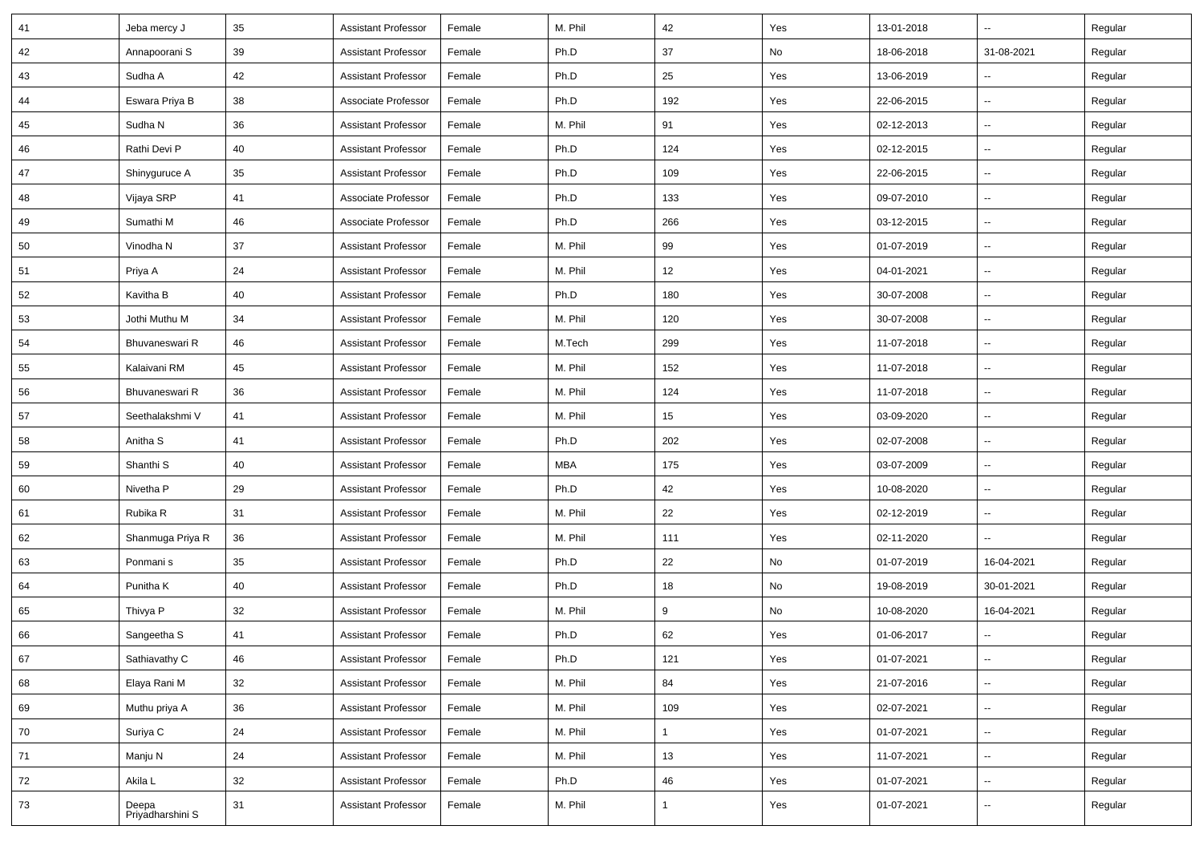| 41 | Jeba mercy J | 35 | Assistant Professor | Female | M. Phil | 42 | Yes | 13-01-2018 | -- | Regular |
|---|---|---|---|---|---|---|---|---|---|---|
| 42 | Annapoorani S | 39 | Assistant Professor | Female | Ph.D | 37 | No | 18-06-2018 | 31-08-2021 | Regular |
| 43 | Sudha A | 42 | Assistant Professor | Female | Ph.D | 25 | Yes | 13-06-2019 | -- | Regular |
| 44 | Eswara Priya B | 38 | Associate Professor | Female | Ph.D | 192 | Yes | 22-06-2015 | -- | Regular |
| 45 | Sudha N | 36 | Assistant Professor | Female | M. Phil | 91 | Yes | 02-12-2013 | -- | Regular |
| 46 | Rathi Devi P | 40 | Assistant Professor | Female | Ph.D | 124 | Yes | 02-12-2015 | -- | Regular |
| 47 | Shinyguruce A | 35 | Assistant Professor | Female | Ph.D | 109 | Yes | 22-06-2015 | -- | Regular |
| 48 | Vijaya SRP | 41 | Associate Professor | Female | Ph.D | 133 | Yes | 09-07-2010 | -- | Regular |
| 49 | Sumathi M | 46 | Associate Professor | Female | Ph.D | 266 | Yes | 03-12-2015 | -- | Regular |
| 50 | Vinodha N | 37 | Assistant Professor | Female | M. Phil | 99 | Yes | 01-07-2019 | -- | Regular |
| 51 | Priya A | 24 | Assistant Professor | Female | M. Phil | 12 | Yes | 04-01-2021 | -- | Regular |
| 52 | Kavitha B | 40 | Assistant Professor | Female | Ph.D | 180 | Yes | 30-07-2008 | -- | Regular |
| 53 | Jothi Muthu M | 34 | Assistant Professor | Female | M. Phil | 120 | Yes | 30-07-2008 | -- | Regular |
| 54 | Bhuvaneswari R | 46 | Assistant Professor | Female | M.Tech | 299 | Yes | 11-07-2018 | -- | Regular |
| 55 | Kalaivani RM | 45 | Assistant Professor | Female | M. Phil | 152 | Yes | 11-07-2018 | -- | Regular |
| 56 | Bhuvaneswari R | 36 | Assistant Professor | Female | M. Phil | 124 | Yes | 11-07-2018 | -- | Regular |
| 57 | Seethalakshmi V | 41 | Assistant Professor | Female | M. Phil | 15 | Yes | 03-09-2020 | -- | Regular |
| 58 | Anitha S | 41 | Assistant Professor | Female | Ph.D | 202 | Yes | 02-07-2008 | -- | Regular |
| 59 | Shanthi S | 40 | Assistant Professor | Female | MBA | 175 | Yes | 03-07-2009 | -- | Regular |
| 60 | Nivetha P | 29 | Assistant Professor | Female | Ph.D | 42 | Yes | 10-08-2020 | -- | Regular |
| 61 | Rubika R | 31 | Assistant Professor | Female | M. Phil | 22 | Yes | 02-12-2019 | -- | Regular |
| 62 | Shanmuga Priya R | 36 | Assistant Professor | Female | M. Phil | 111 | Yes | 02-11-2020 | -- | Regular |
| 63 | Ponmani s | 35 | Assistant Professor | Female | Ph.D | 22 | No | 01-07-2019 | 16-04-2021 | Regular |
| 64 | Punitha K | 40 | Assistant Professor | Female | Ph.D | 18 | No | 19-08-2019 | 30-01-2021 | Regular |
| 65 | Thivya P | 32 | Assistant Professor | Female | M. Phil | 9 | No | 10-08-2020 | 16-04-2021 | Regular |
| 66 | Sangeetha S | 41 | Assistant Professor | Female | Ph.D | 62 | Yes | 01-06-2017 | -- | Regular |
| 67 | Sathiavathy C | 46 | Assistant Professor | Female | Ph.D | 121 | Yes | 01-07-2021 | -- | Regular |
| 68 | Elaya Rani M | 32 | Assistant Professor | Female | M. Phil | 84 | Yes | 21-07-2016 | -- | Regular |
| 69 | Muthu priya A | 36 | Assistant Professor | Female | M. Phil | 109 | Yes | 02-07-2021 | -- | Regular |
| 70 | Suriya C | 24 | Assistant Professor | Female | M. Phil | 1 | Yes | 01-07-2021 | -- | Regular |
| 71 | Manju N | 24 | Assistant Professor | Female | M. Phil | 13 | Yes | 11-07-2021 | -- | Regular |
| 72 | Akila L | 32 | Assistant Professor | Female | Ph.D | 46 | Yes | 01-07-2021 | -- | Regular |
| 73 | Deepa Priyadharshini S | 31 | Assistant Professor | Female | M. Phil | 1 | Yes | 01-07-2021 | -- | Regular |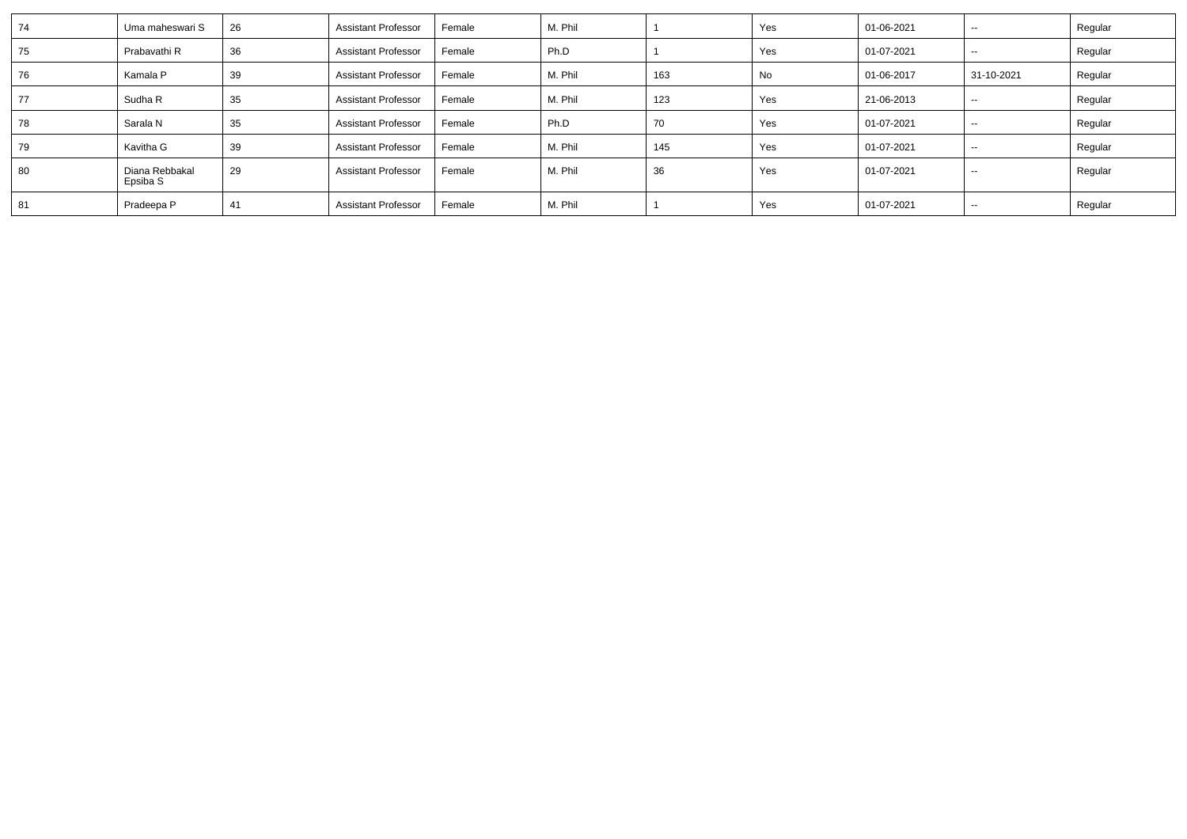| | | | | | | | | | | |
|---|---|---|---|---|---|---|---|---|---|---|
| 74 | Uma maheswari S | 26 | Assistant Professor | Female | M. Phil | 1 | Yes | 01-06-2021 | -- | Regular |
| 75 | Prabavathi R | 36 | Assistant Professor | Female | Ph.D | 1 | Yes | 01-07-2021 | -- | Regular |
| 76 | Kamala P | 39 | Assistant Professor | Female | M. Phil | 163 | No | 01-06-2017 | 31-10-2021 | Regular |
| 77 | Sudha R | 35 | Assistant Professor | Female | M. Phil | 123 | Yes | 21-06-2013 | -- | Regular |
| 78 | Sarala N | 35 | Assistant Professor | Female | Ph.D | 70 | Yes | 01-07-2021 | -- | Regular |
| 79 | Kavitha G | 39 | Assistant Professor | Female | M. Phil | 145 | Yes | 01-07-2021 | -- | Regular |
| 80 | Diana Rebbakal Epsiba S | 29 | Assistant Professor | Female | M. Phil | 36 | Yes | 01-07-2021 | -- | Regular |
| 81 | Pradeepa P | 41 | Assistant Professor | Female | M. Phil | 1 | Yes | 01-07-2021 | -- | Regular |